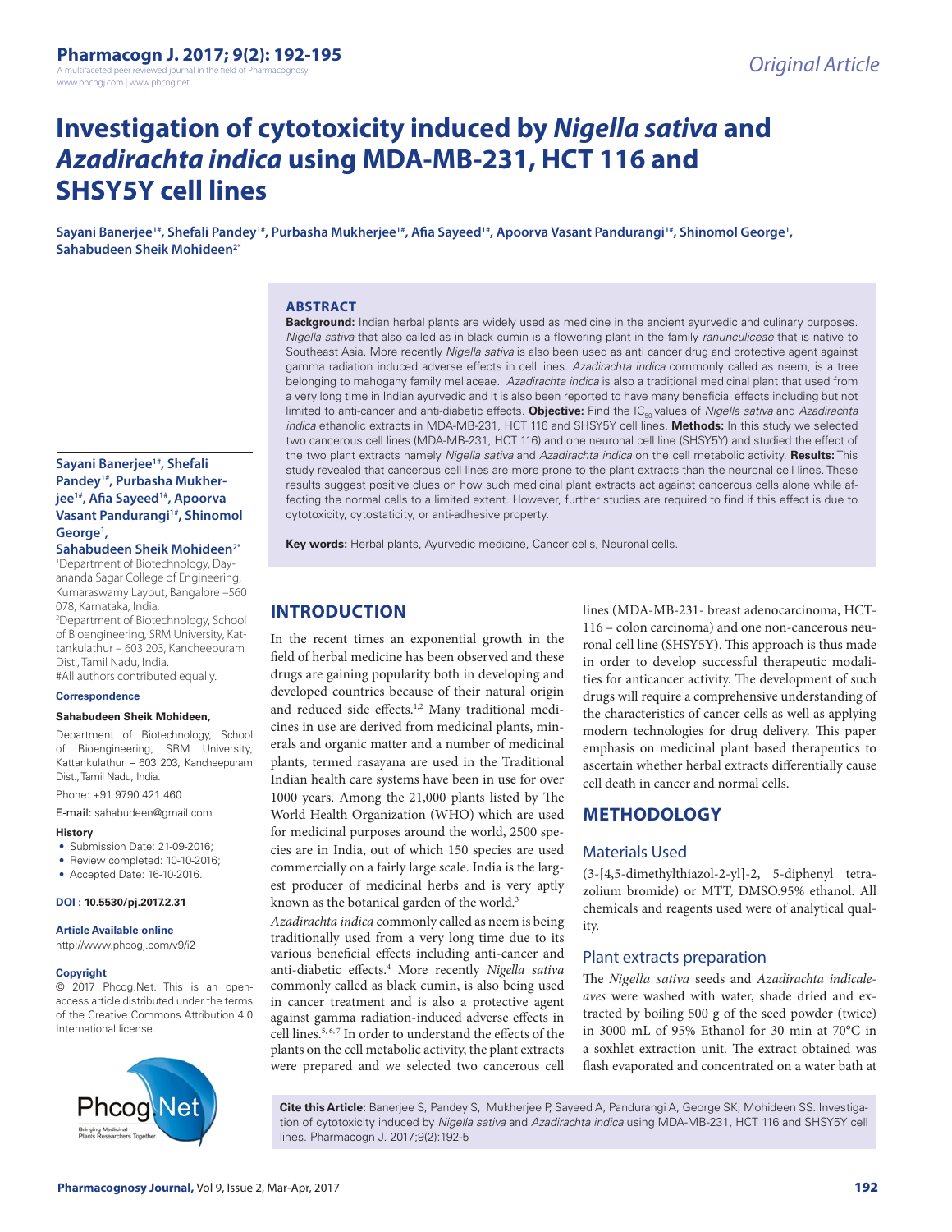# Investigation of cytotoxicity induced by *Nigella sativa* and *Azadirachta indica* using MDA-MB-231, HCT 116 and SHSY5Y cell lines

**Sayani Banerjee[1#], Shefali Pandey[1#], Purbasha Mukherjee[1#], Afia Sayeed[1#], Apoorva Vasant Pandurangi[1#], Shinomol George[1], Sahabudeen Sheik Mohideen[2*]**

[1]Department of Biotechnology, Dayananda Sagar College of Engineering, Kumaraswamy Layout, Bangalore –560 078, Karnataka, India.
[2]Department of Biotechnology, School of Bioengineering, SRM University, Kattankulathur – 603 203, Kancheepuram Dist., Tamil Nadu, India.
#All authors contributed equally.

**Correspondence**

**Sahabudeen Sheik Mohideen,**

Department of Biotechnology, School of Bioengineering, SRM University, Kattankulathur – 603 203, Kancheepuram Dist., Tamil Nadu, India.

Phone: +91 9790 421 460

E-mail: sahabudeen@gmail.com

**History**

- Submission Date: 21-09-2016;
- Review completed: 10-10-2016;
- Accepted Date: 16-10-2016.

**DOI : 10.5530/pj.2017.2.31**

**Article Available online**

http://www.phcogj.com/v9/i2

**Copyright**

© 2017 Phcog.Net. This is an open-access article distributed under the terms of the Creative Commons Attribution 4.0 International license.

## ABSTRACT

**Background:** Indian herbal plants are widely used as medicine in the ancient ayurvedic and culinary purposes. *Nigella sativa* that also called as in black cumin is a flowering plant in the family *ranunculiceae* that is native to Southeast Asia. More recently *Nigella sativa* is also been used as anti cancer drug and protective agent against gamma radiation induced adverse effects in cell lines. *Azadirachta indica* commonly called as neem, is a tree belonging to mahogany family meliaceae. *Azadirachta indica* is also a traditional medicinal plant that used from a very long time in Indian ayurvedic and it is also been reported to have many beneficial effects including but not limited to anti-cancer and anti-diabetic effects. **Objective:** Find the $IC_{50}$ values of *Nigella sativa* and *Azadirachta indica* ethanolic extracts in MDA-MB-231, HCT 116 and SHSY5Y cell lines. **Methods:** In this study we selected two cancerous cell lines (MDA-MB-231, HCT 116) and one neuronal cell line (SHSY5Y) and studied the effect of the two plant extracts namely *Nigella sativa* and *Azadirachta indica* on the cell metabolic activity. **Results:** This study revealed that cancerous cell lines are more prone to the plant extracts than the neuronal cell lines. These results suggest positive clues on how such medicinal plant extracts act against cancerous cells alone while affecting the normal cells to a limited extent. However, further studies are required to find if this effect is due to cytotoxicity, cytostaticity, or anti-adhesive property.

**Key words:** Herbal plants, Ayurvedic medicine, Cancer cells, Neuronal cells.

## INTRODUCTION

In the recent times an exponential growth in the field of herbal medicine has been observed and these drugs are gaining popularity both in developing and developed countries because of their natural origin and reduced side effects.[1,2] Many traditional medicines in use are derived from medicinal plants, minerals and organic matter and a number of medicinal plants, termed rasayana are used in the Traditional Indian health care systems have been in use for over 1000 years. Among the 21,000 plants listed by The World Health Organization (WHO) which are used for medicinal purposes around the world, 2500 species are in India, out of which 150 species are used commercially on a fairly large scale. India is the largest producer of medicinal herbs and is very aptly known as the botanical garden of the world.[3]

*Azadirachta indica* commonly called as neem is being traditionally used from a very long time due to its various beneficial effects including anti-cancer and anti-diabetic effects.[4] More recently *Nigella sativa* commonly called as black cumin, is also being used in cancer treatment and is also a protective agent against gamma radiation-induced adverse effects in cell lines.[5, 6, 7] In order to understand the effects of the plants on the cell metabolic activity, the plant extracts were prepared and we selected two cancerous cell lines (MDA-MB-231- breast adenocarcinoma, HCT-116 – colon carcinoma) and one non-cancerous neuronal cell line (SHSY5Y). This approach is thus made in order to develop successful therapeutic modalities for anticancer activity. The development of such drugs will require a comprehensive understanding of the characteristics of cancer cells as well as applying modern technologies for drug delivery. This paper emphasis on medicinal plant based therapeutics to ascertain whether herbal extracts differentially cause cell death in cancer and normal cells.

## METHODOLOGY

### Materials Used

(3-[4,5-dimethylthiazol-2-yl]-2, 5-diphenyl tetrazolium bromide) or MTT, DMSO.95% ethanol. All chemicals and reagents used were of analytical quality.

### Plant extracts preparation

The *Nigella sativa* seeds and *Azadirachta indicaleaves* were washed with water, shade dried and extracted by boiling 500 g of the seed powder (twice) in 3000 mL of 95% Ethanol for 30 min at 70°C in a soxhlet extraction unit. The extract obtained was flash evaporated and concentrated on a water bath at

**Cite this Article:** Banerjee S, Pandey S, Mukherjee P, Sayeed A, Pandurangi A, George SK, Mohideen SS. Investigation of cytotoxicity induced by *Nigella sativa* and *Azadirachta indica* using MDA-MB-231, HCT 116 and SHSY5Y cell lines. Pharmacogn J. 2017;9(2):192-5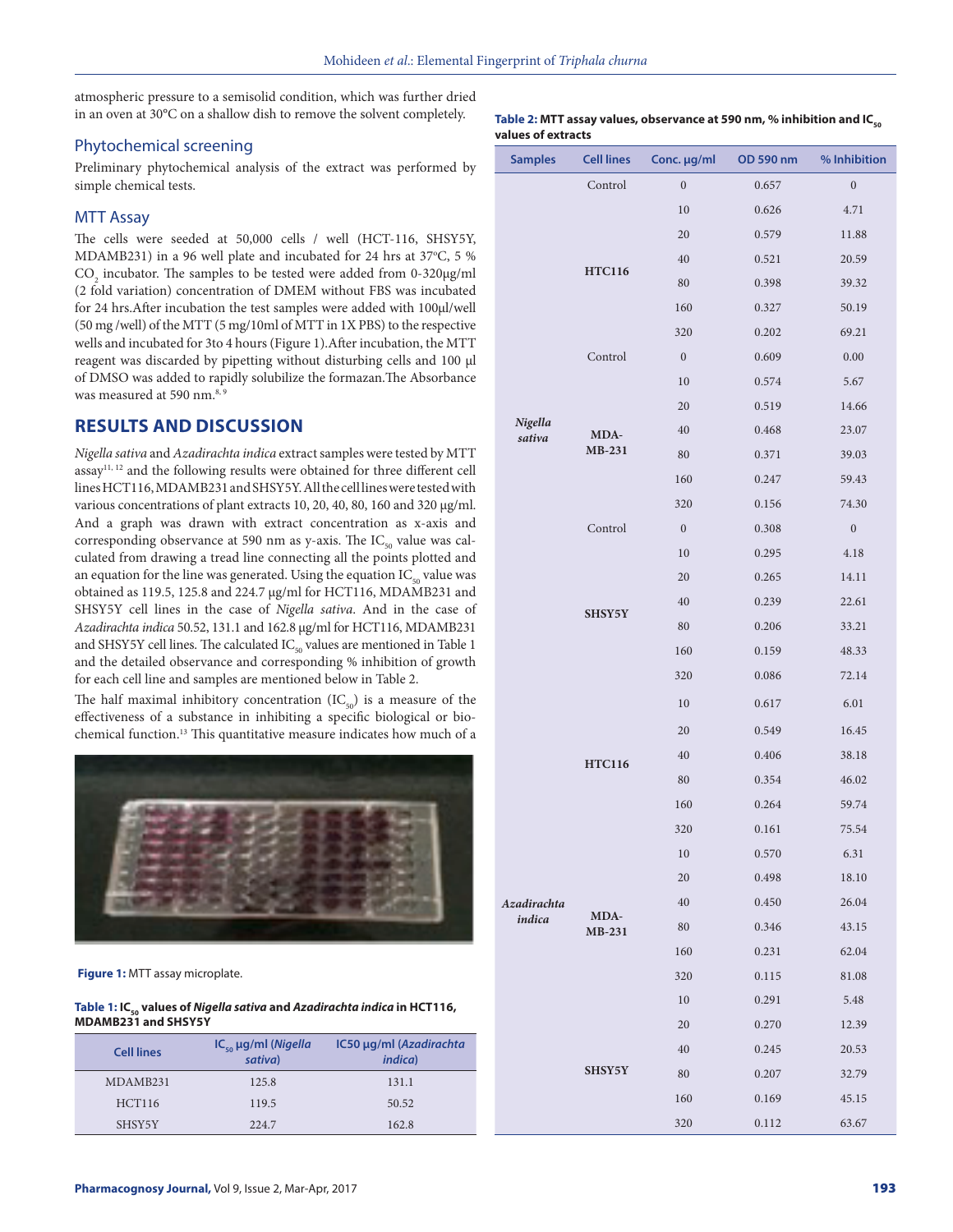atmospheric pressure to a semisolid condition, which was further dried in an oven at 30°C on a shallow dish to remove the solvent completely.

### Phytochemical screening

Preliminary phytochemical analysis of the extract was performed by simple chemical tests.

### MTT Assay

The cells were seeded at 50,000 cells / well (HCT-116, SHSY5Y, MDAMB231) in a 96 well plate and incubated for 24 hrs at 37°C, 5 % $CO_2$ incubator. The samples to be tested were added from 0-320μg/ml (2 fold variation) concentration of DMEM without FBS was incubated for 24 hrs.After incubation the test samples were added with 100μl/well (50 mg /well) of the MTT (5 mg/10ml of MTT in 1X PBS) to the respective wells and incubated for 3to 4 hours (Figure 1).After incubation, the MTT reagent was discarded by pipetting without disturbing cells and 100 μl of DMSO was added to rapidly solubilize the formazan.The Absorbance was measured at 590 nm.[8, 9]

## RESULTS AND DISCUSSION

*Nigella sativa* and *Azadirachta indica* extract samples were tested by MTT assay[11, 12] and the following results were obtained for three different cell lines HCT116, MDAMB231 and SHSY5Y. All the cell lines were tested with various concentrations of plant extracts 10, 20, 40, 80, 160 and 320 μg/ml. And a graph was drawn with extract concentration as x-axis and corresponding observance at 590 nm as y-axis. The $IC_{50}$ value was calculated from drawing a tread line connecting all the points plotted and an equation for the line was generated. Using the equation $IC_{50}$ value was obtained as 119.5, 125.8 and 224.7 μg/ml for HCT116, MDAMB231 and SHSY5Y cell lines in the case of *Nigella sativa*. And in the case of *Azadirachta indica* 50.52, 131.1 and 162.8 μg/ml for HCT116, MDAMB231 and SHSY5Y cell lines. The calculated $IC_{50}$ values are mentioned in Table 1 and the detailed observance and corresponding % inhibition of growth for each cell line and samples are mentioned below in Table 2.

The half maximal inhibitory concentration ($IC_{50}$) is a measure of the effectiveness of a substance in inhibiting a specific biological or biochemical function.[13] This quantitative measure indicates how much of a

**Figure 1:** MTT assay microplate.

**Table 1: $IC_{50}$ values of *Nigella sativa* and *Azadirachta indica* in HCT116, MDAMB231 and SHSY5Y**

| Cell lines | $IC_{50}$ μg/ml (*Nigella sativa*) | IC50 μg/ml (*Azadirachta indica*) |
|---|---|---|
| MDAMB231 | 125.8 | 131.1 |
| HCT116 | 119.5 | 50.52 |
| SHSY5Y | 224.7 | 162.8 |

**Table 2: MTT assay values, observance at 590 nm, % inhibition and $IC_{50}$ values of extracts**

| Samples | Cell lines | Conc. μg/ml | OD 590 nm | % Inhibition |
|---|---|---|---|---|
| *Nigella sativa* | Control | 0 | 0.657 | 0 |
| | HTC116 | 10 | 0.626 | 4.71 |
| | | 20 | 0.579 | 11.88 |
| | | 40 | 0.521 | 20.59 |
| | | 80 | 0.398 | 39.32 |
| | | 160 | 0.327 | 50.19 |
| | | 320 | 0.202 | 69.21 |
| | Control | 0 | 0.609 | 0.00 |
| | MDA-MB-231 | 10 | 0.574 | 5.67 |
| | | 20 | 0.519 | 14.66 |
| | | 40 | 0.468 | 23.07 |
| | | 80 | 0.371 | 39.03 |
| | | 160 | 0.247 | 59.43 |
| | | 320 | 0.156 | 74.30 |
| | Control | 0 | 0.308 | 0 |
| | SHSY5Y | 10 | 0.295 | 4.18 |
| | | 20 | 0.265 | 14.11 |
| | | 40 | 0.239 | 22.61 |
| | | 80 | 0.206 | 33.21 |
| | | 160 | 0.159 | 48.33 |
| | | 320 | 0.086 | 72.14 |
| *Azadirachta indica* | HTC116 | 10 | 0.617 | 6.01 |
| | | 20 | 0.549 | 16.45 |
| | | 40 | 0.406 | 38.18 |
| | | 80 | 0.354 | 46.02 |
| | | 160 | 0.264 | 59.74 |
| | | 320 | 0.161 | 75.54 |
| | MDA-MB-231 | 10 | 0.570 | 6.31 |
| | | 20 | 0.498 | 18.10 |
| | | 40 | 0.450 | 26.04 |
| | | 80 | 0.346 | 43.15 |
| | | 160 | 0.231 | 62.04 |
| | | 320 | 0.115 | 81.08 |
| | SHSY5Y | 10 | 0.291 | 5.48 |
| | | 20 | 0.270 | 12.39 |
| | | 40 | 0.245 | 20.53 |
| | | 80 | 0.207 | 32.79 |
| | | 160 | 0.169 | 45.15 |
| | | 320 | 0.112 | 63.67 |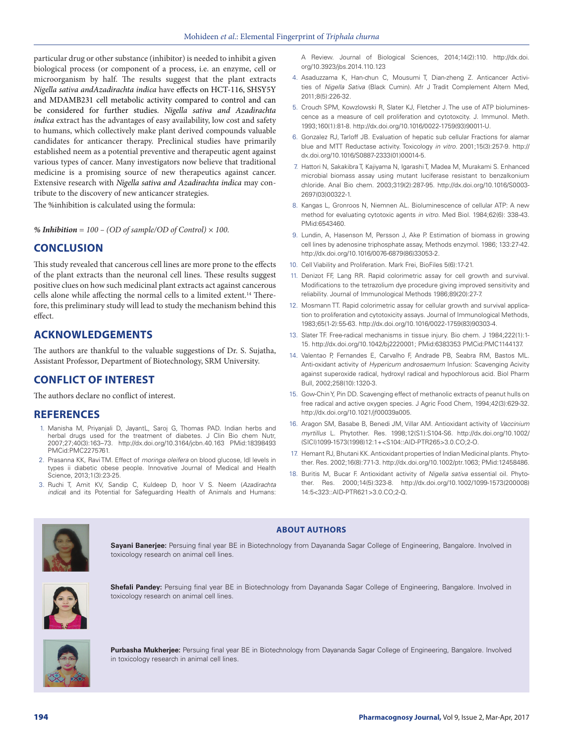particular drug or other substance (inhibitor) is needed to inhibit a given biological process (or component of a process, i.e. an enzyme, cell or microorganism by half. The results suggest that the plant extracts *Nigella sativa andAzadirachta indica* have effects on HCT-116, SHSY5Y and MDAMB231 cell metabolic activity compared to control and can be considered for further studies. *Nigella sativa and Azadirachta indica* extract has the advantages of easy availability, low cost and safety to humans, which collectively make plant derived compounds valuable candidates for anticancer therapy. Preclinical studies have primarily established neem as a potential preventive and therapeutic agent against various types of cancer. Many investigators now believe that traditional medicine is a promising source of new therapeutics against cancer. Extensive research with *Nigella sativa and Azadirachta indica* may contribute to the discovery of new anticancer strategies.

The %inhibition is calculated using the formula:

***% Inhibition** = 100 – (OD of sample/OD of Control) × 100.*

## CONCLUSION

This study revealed that cancerous cell lines are more prone to the effects of the plant extracts than the neuronal cell lines. These results suggest positive clues on how such medicinal plant extracts act against cancerous cells alone while affecting the normal cells to a limited extent.[14] Therefore, this preliminary study will lead to study the mechanism behind this effect.

## ACKNOWLEDGEMENTS

The authors are thankful to the valuable suggestions of Dr. S. Sujatha, Assistant Professor, Department of Biotechnology, SRM University.

## CONFLICT OF INTEREST

The authors declare no conflict of interest.

## REFERENCES

1. Manisha M, Priyanjali D, JayantL, Saroj G, Thomas PAD. Indian herbs and herbal drugs used for the treatment of diabetes. J Clin Bio chem Nutr, 2007;27;40(3):163–73. http://dx.doi.org/10.3164/jcbn.40.163 PMid:18398493 PMCid:PMC2275761.
2. Prasanna KK, Ravi TM. Effect of *moringa oleifera* on blood glucose, ldl levels in types ii diabetic obese people. Innovative Journal of Medical and Health Science, 2013;1(3):23-25.
3. Ruchi T, Amit KV, Sandip C, Kuldeep D, hoor V S. Neem (*Azadirachta indica*) and its Potential for Safeguarding Health of Animals and Humans: A Review. Journal of Biological Sciences, 2014;14(2):110. http://dx.doi.org/10.3923/jbs.2014.110.123
4. Asaduzzama K, Han-chun C, Mousumi T, Dian-zheng Z. Anticancer Activities of *Nigella Sativa* (Black Cumin). Afr J Tradit Complement Altern Med, 2011;8(5):226-32.
5. Crouch SPM, Kowzlowski R, Slater KJ, Fletcher J. The use of ATP bioluminescence as a measure of cell proliferation and cytotoxcity. J. Immunol. Meth. 1993;160(1):81-8. http://dx.doi.org/10.1016/0022-1759(93)90011-U.
6. Gonzalez RJ, Tarloff JB. Evaluation of hepatic sub cellular Fractions for alamar blue and MTT Reductase activity. Toxicology *in vitro*. 2001;15(3):257-9. http://dx.doi.org/10.1016/S0887-2333(01)00014-5.
7. Hattori N, Sakakibra T, Kajiyama N, Igarashi T, Madea M, Murakami S. Enhanced microbial biomass assay using mutant luciferase resistant to benzalkonium chloride. Anal Bio chem. 2003;319(2):287-95. http://dx.doi.org/10.1016/S0003-2697(03)00322-1.
8. Kangas L, Gronroos N, Niemnen AL. Bioluminescence of cellular ATP: A new method for evaluating cytotoxic agents *in vitro*. Med Biol. 1984;62(6): 338-43. PMid:6543460.
9. Lundin, A, Hasenson M, Persson J, Ake P. Estimation of biomass in growing cell lines by adenosine triphosphate assay, Methods enzymol. 1986; 133:27-42. http://dx.doi.org/10.1016/0076-6879(86)33053-2.
10. Cell Viability and Proliferation. Mark Frei, BioFiles 5(6):17-21.
11. Denizot FF, Lang RR. Rapid colorimetric assay for cell growth and survival. Modifications to the tetrazolium dye procedure giving improved sensitivity and reliability. Journal of Immunological Methods 1986;89(20):27-7.
12. Mosmann TT. Rapid colorimetric assay for cellular growth and survival application to proliferation and cytotoxicity assays. Journal of Immunological Methods, 1983;65(1-2):55-63. http://dx.doi.org/10.1016/0022-1759(83)90303-4.
13. Slater TF. Free-radical mechanisms in tissue injury. Bio chem. J 1984;222(1):1-15. http://dx.doi.org/10.1042/bj2220001; PMid:6383353 PMCid:PMC1144137.
14. Valentao P, Fernandes E, Carvalho F, Andrade PB, Seabra RM, Bastos ML. Anti-oxidant activity of *Hypericum androsaemum* Infusion: Scavenging Acivity against superoxide radical, hydroxyl radical and hypochlorous acid. Biol Pharm Bull, 2002;258(10):1320-3.
15. Gow-Chin Y, Pin DD. Scavenging effect of methanolic extracts of peanut hulls on free radical and active oxygen species. J Agric Food Chem, 1994;42(3):629-32. http://dx.doi.org/10.1021/jf00039a005.
16. Aragon SM, Basabe B, Benedi JM, Villar AM. Antioxidant activity of *Vaccinium myrtillus* L. Phytother. Res. 1998;12(S1):S104-S6. http://dx.doi.org/10.1002/(SICI)1099-1573(1998)12:1+<S104::AID-PTR265>3.0.CO;2-O.
17. Hemant RJ, Bhutani KK. Antioxidant properties of Indian Medicinal plants. Phytother. Res. 2002;16(8):771-3. http://dx.doi.org/10.1002/ptr.1063; PMid:12458486.
18. Buritis M, Bucar F. Antioxidant activity of *Nigella sativa* essential oil. Phytother. Res. 2000;14(5):323-8. http://dx.doi.org/10.1002/1099-1573(200008)14:5<323::AID-PTR621>3.0.CO;2-Q.

## ABOUT AUTHORS

**Sayani Banerjee:** Persuing final year BE in Biotechnology from Dayananda Sagar College of Engineering, Bangalore. Involved in toxicology research on animal cell lines.

**Shefali Pandey:** Persuing final year BE in Biotechnology from Dayananda Sagar College of Engineering, Bangalore. Involved in toxicology research on animal cell lines.

**Purbasha Mukherjee:** Persuing final year BE in Biotechnology from Dayananda Sagar College of Engineering, Bangalore. Involved in toxicology research in animal cell lines.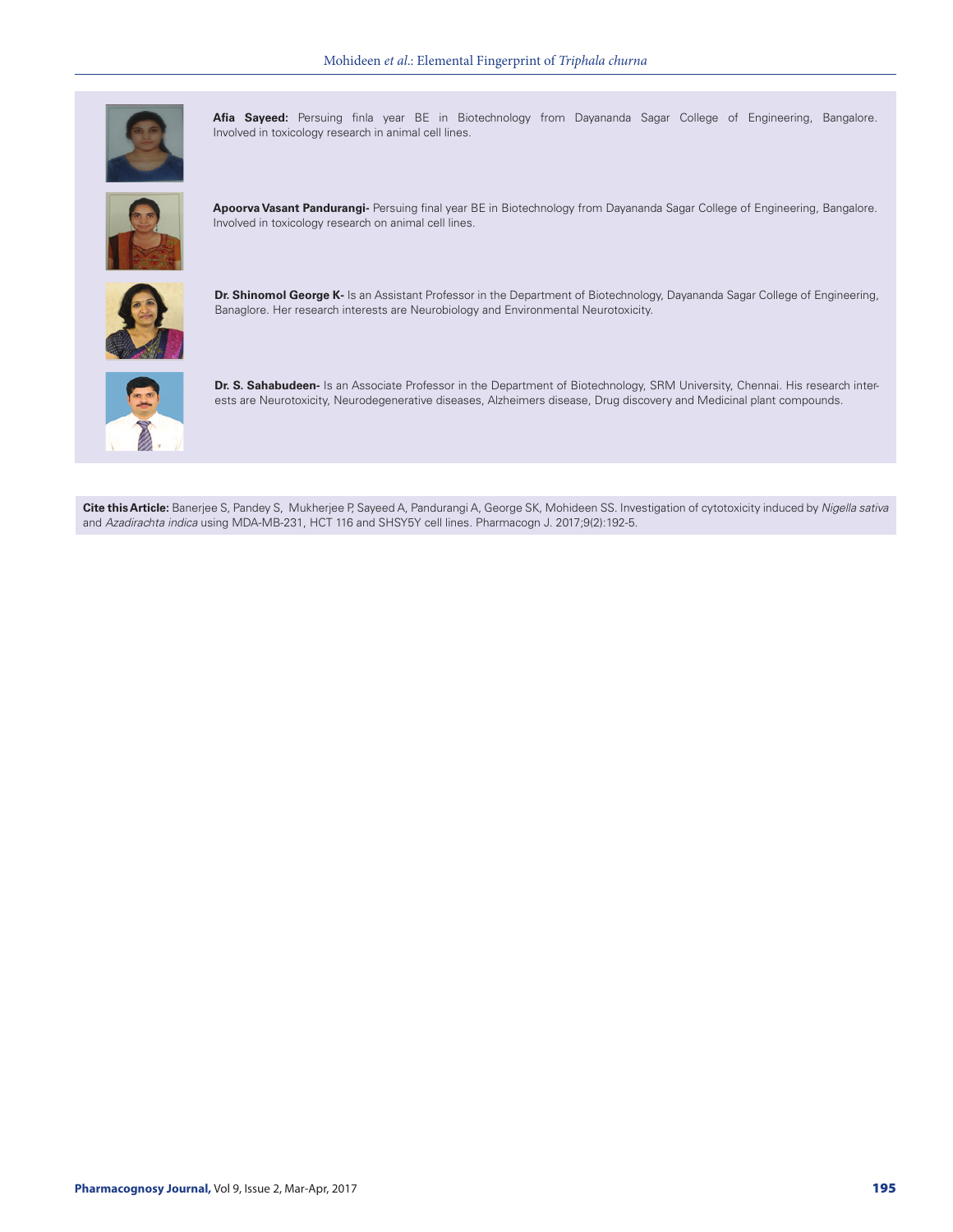**Afia Sayeed:** Persuing finla year BE in Biotechnology from Dayananda Sagar College of Engineering, Bangalore. Involved in toxicology research in animal cell lines.

**Apoorva Vasant Pandurangi-** Persuing final year BE in Biotechnology from Dayananda Sagar College of Engineering, Bangalore. Involved in toxicology research on animal cell lines.

**Dr. Shinomol George K-** Is an Assistant Professor in the Department of Biotechnology, Dayananda Sagar College of Engineering, Banaglore. Her research interests are Neurobiology and Environmental Neurotoxicity.

**Dr. S. Sahabudeen-** Is an Associate Professor in the Department of Biotechnology, SRM University, Chennai. His research interests are Neurotoxicity, Neurodegenerative diseases, Alzheimers disease, Drug discovery and Medicinal plant compounds.

**Cite this Article:** Banerjee S, Pandey S, Mukherjee P, Sayeed A, Pandurangi A, George SK, Mohideen SS. Investigation of cytotoxicity induced by *Nigella sativa* and *Azadirachta indica* using MDA-MB-231, HCT 116 and SHSY5Y cell lines. Pharmacogn J. 2017;9(2):192-5.